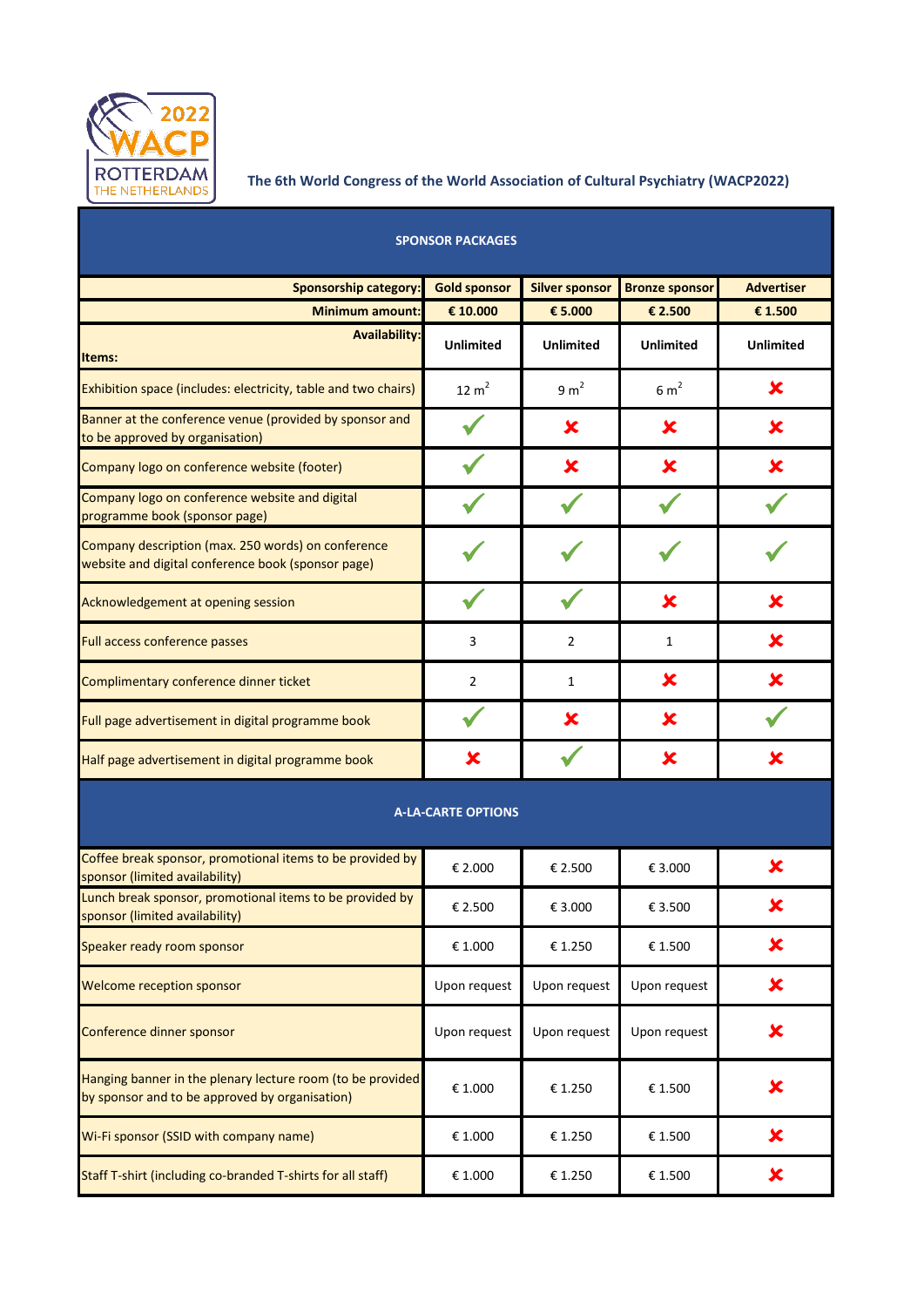2022 WACP ROTTERDAM THE NETHERLANDS

**The 6th World Congress of the World Association of Cultural Psychiatry (WACP2022)**

| SPONSOR PACKAGES | | | | |
|---|---|---|---|---|
| **Sponsorship category:** | **Gold sponsor** | **Silver sponsor** | **Bronze sponsor** | **Advertiser** |
| **Minimum amount:** | **€ 10.000** | **€ 5.000** | **€ 2.500** | **€ 1.500** |
| **Availability:** **Items:** | **Unlimited** | **Unlimited** | **Unlimited** | **Unlimited** |
| Exhibition space (includes: electricity, table and two chairs) | 12 $m^2$ | 9 $m^2$ | 6 $m^2$ | ✘ |
| Banner at the conference venue (provided by sponsor and to be approved by organisation) | ✔ | ✘ | ✘ | ✘ |
| Company logo on conference website (footer) | ✔ | ✘ | ✘ | ✘ |
| Company logo on conference website and digital programme book (sponsor page) | ✔ | ✔ | ✔ | ✔ |
| Company description (max. 250 words) on conference website and digital conference book (sponsor page) | ✔ | ✔ | ✔ | ✔ |
| Acknowledgement at opening session | ✔ | ✔ | ✘ | ✘ |
| Full access conference passes | 3 | 2 | 1 | ✘ |
| Complimentary conference dinner ticket | 2 | 1 | ✘ | ✘ |
| Full page advertisement in digital programme book | ✔ | ✘ | ✘ | ✔ |
| Half page advertisement in digital programme book | ✘ | ✔ | ✘ | ✘ |
| **A-LA-CARTE OPTIONS** | | | | |
| Coffee break sponsor, promotional items to be provided by sponsor (limited availability) | € 2.000 | € 2.500 | € 3.000 | ✘ |
| Lunch break sponsor, promotional items to be provided by sponsor (limited availability) | € 2.500 | € 3.000 | € 3.500 | ✘ |
| Speaker ready room sponsor | € 1.000 | € 1.250 | € 1.500 | ✘ |
| Welcome reception sponsor | Upon request | Upon request | Upon request | ✘ |
| Conference dinner sponsor | Upon request | Upon request | Upon request | ✘ |
| Hanging banner in the plenary lecture room (to be provided by sponsor and to be approved by organisation) | € 1.000 | € 1.250 | € 1.500 | ✘ |
| Wi-Fi sponsor (SSID with company name) | € 1.000 | € 1.250 | € 1.500 | ✘ |
| Staff T-shirt (including co-branded T-shirts for all staff) | € 1.000 | € 1.250 | € 1.500 | ✘ |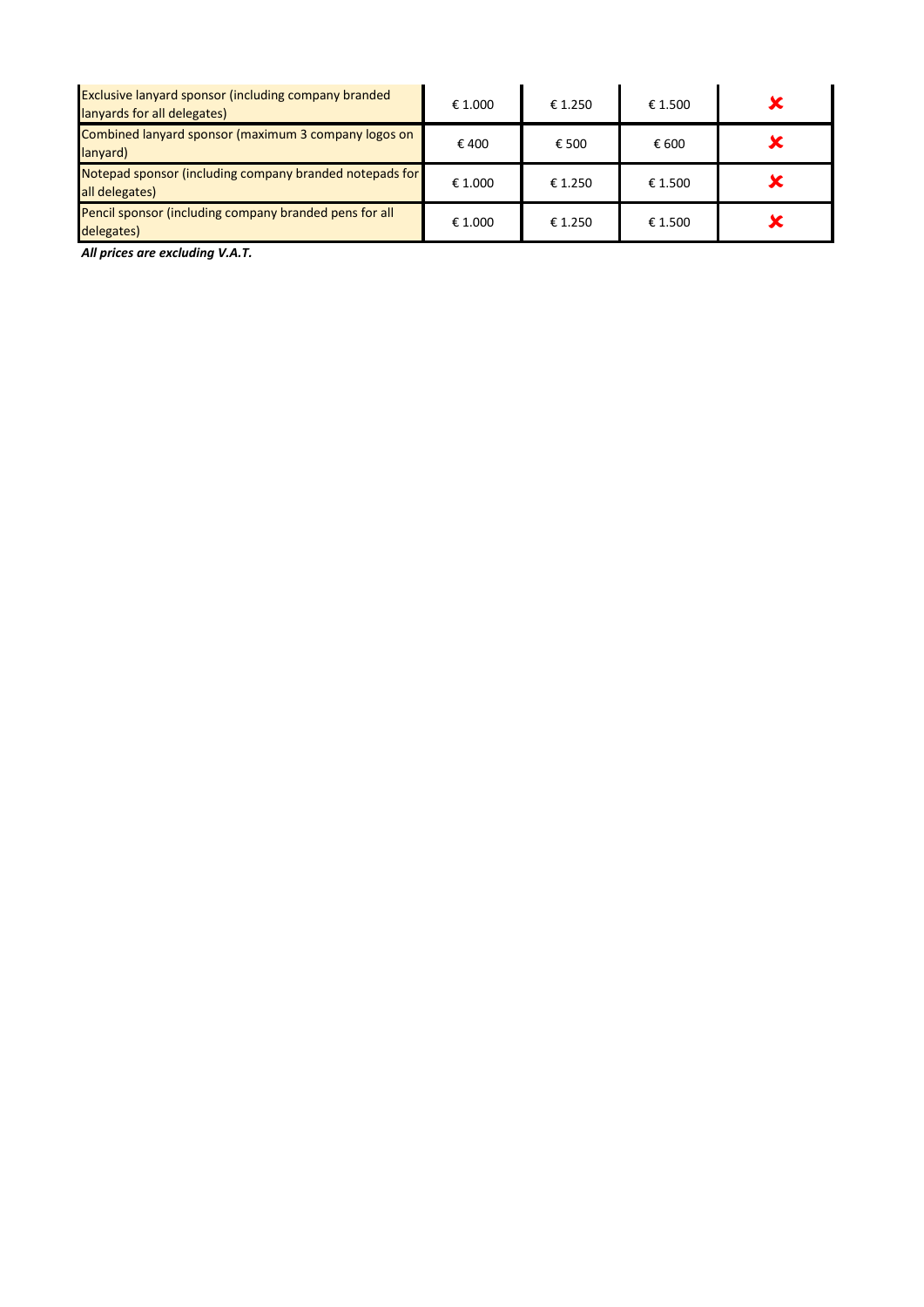| | | | | |
|---|---|---|---|---|
| Exclusive lanyard sponsor (including company branded lanyards for all delegates) | € 1.000 | € 1.250 | € 1.500 | ✘ |
| Combined lanyard sponsor (maximum 3 company logos on lanyard) | € 400 | € 500 | € 600 | ✘ |
| Notepad sponsor (including company branded notepads for all delegates) | € 1.000 | € 1.250 | € 1.500 | ✘ |
| Pencil sponsor (including company branded pens for all delegates) | € 1.000 | € 1.250 | € 1.500 | ✘ |

***All prices are excluding V.A.T.***